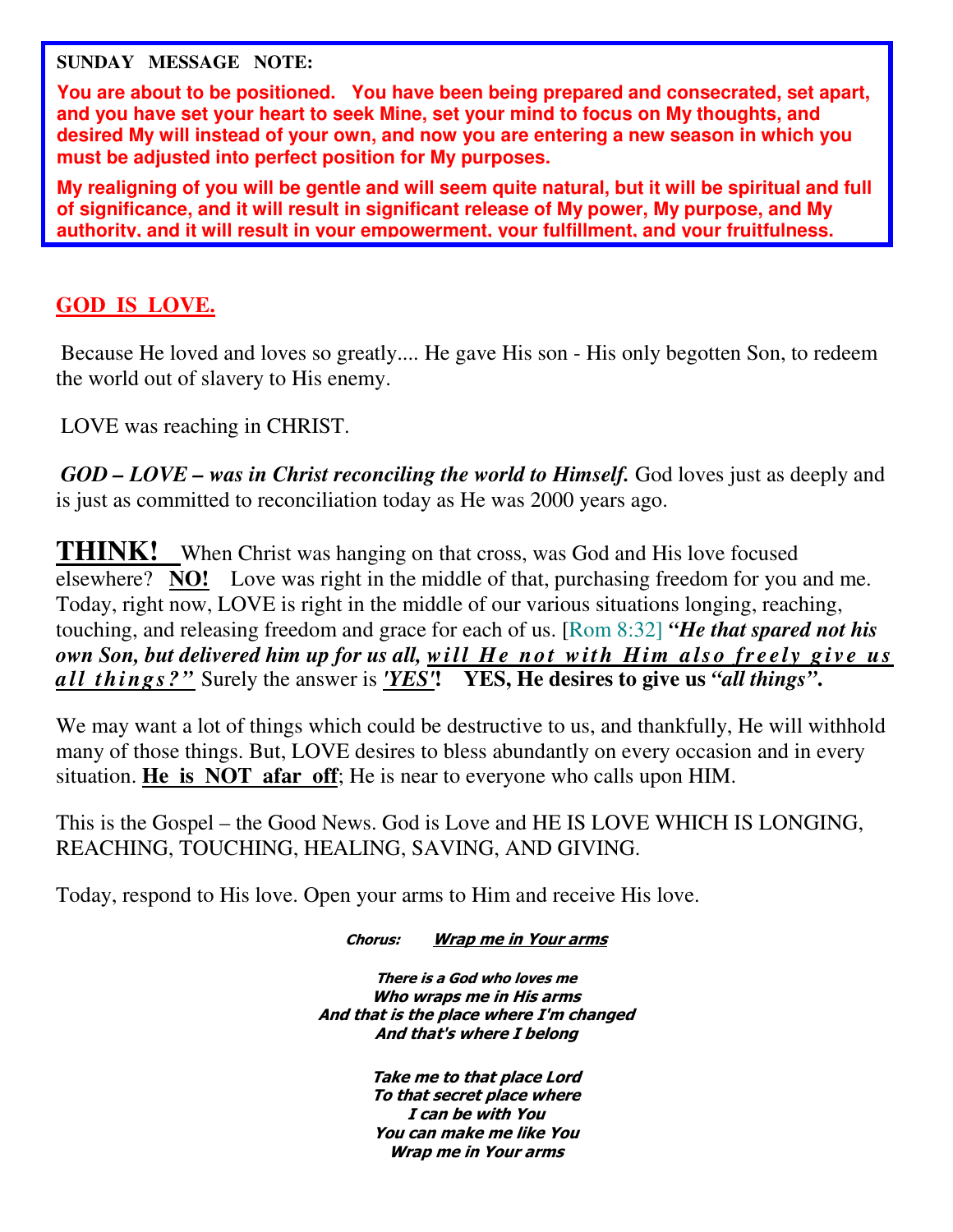**SUNDAY MESSAGE NOTE:**

**You are about to be positioned. You have been being prepared and consecrated, set apart, and you have set your heart to seek Mine, set your mind to focus on My thoughts, and desired My will instead of your own, and now you are entering a new season in which you must be adjusted into perfect position for My purposes.**

**My realigning of you will be gentle and will seem quite natural, but it will be spiritual and full of significance, and it will result in significant release of My power, My purpose, and My authority, and it will result in your empowerment, your fulfillment, and your fruitfulness.**

## GOD IS LOVE.

Because He loved and loves so greatly.... He gave His son - His only begotten Son, to redeem the world out of slavery to His enemy.

LOVE was reaching in CHRIST.

***GOD – LOVE – was in Christ reconciling the world to Himself.*** God loves just as deeply and is just as committed to reconciliation today as He was 2000 years ago.

**THINK!** When Christ was hanging on that cross, was God and His love focused elsewhere? **NO!** Love was right in the middle of that, purchasing freedom for you and me. Today, right now, LOVE is right in the middle of our various situations longing, reaching, touching, and releasing freedom and grace for each of us. [Rom 8:32] ***"He that spared not his own Son, but delivered him up for us all, will He not with Him also freely give us all things?"*** Surely the answer is ***'YES'*!** **YES, He desires to give us *"all things"*.**

We may want a lot of things which could be destructive to us, and thankfully, He will withhold many of those things. But, LOVE desires to bless abundantly on every occasion and in every situation. **He is NOT afar off**; He is near to everyone who calls upon HIM.

This is the Gospel – the Good News. God is Love and HE IS LOVE WHICH IS LONGING, REACHING, TOUCHING, HEALING, SAVING, AND GIVING.

Today, respond to His love. Open your arms to Him and receive His love.

***Chorus: Wrap me in Your arms***

***There is a God who loves me***
***Who wraps me in His arms***
***And that is the place where I'm changed***
***And that's where I belong***

***Take me to that place Lord***
***To that secret place where***
***I can be with You***
***You can make me like You***
***Wrap me in Your arms***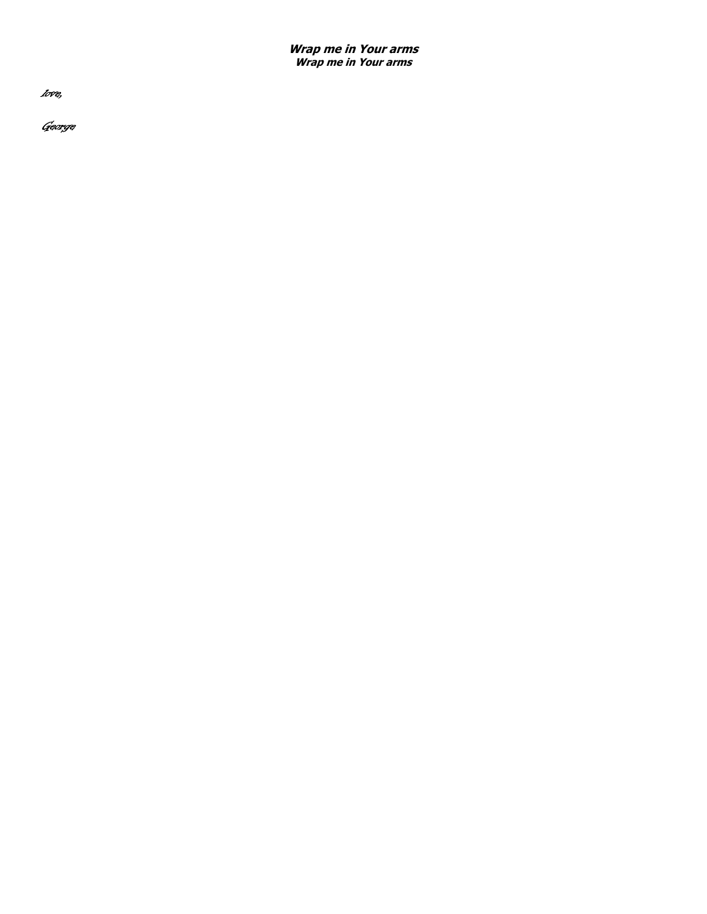***Wrap me in Your arms***

***Wrap me in Your arms***

*love,*

*George*